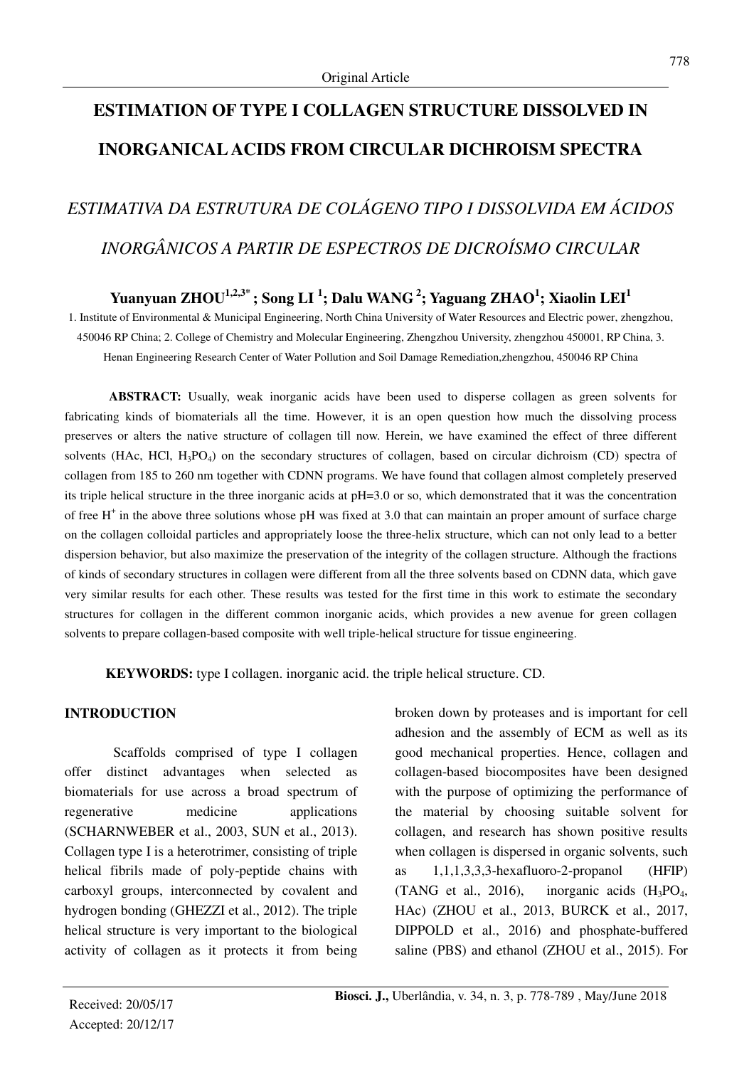Original Article

# ESTIMATION OF TYPE I COLLAGEN STRUCTURE DISSOLVED IN INORGANICAL ACIDS FROM CIRCULAR DICHROISM SPECTRA

## *ESTIMATIVA DA ESTRUTURA DE COLÁGENO TIPO I DISSOLVIDA EM ÁCIDOS INORGÂNICOS A PARTIR DE ESPECTROS DE DICROÍSMO CIRCULAR*

**Yuanyuan ZHOU[1,2,3*]; Song LI [1]; Dalu WANG [2]; Yaguang ZHAO[1]; Xiaolin LEI[1]**

1. Institute of Environmental & Municipal Engineering, North China University of Water Resources and Electric power, zhengzhou, 450046 RP China; 2. College of Chemistry and Molecular Engineering, Zhengzhou University, zhengzhou 450001, RP China, 3. Henan Engineering Research Center of Water Pollution and Soil Damage Remediation,zhengzhou, 450046 RP China

**ABSTRACT:** Usually, weak inorganic acids have been used to disperse collagen as green solvents for fabricating kinds of biomaterials all the time. However, it is an open question how much the dissolving process preserves or alters the native structure of collagen till now. Herein, we have examined the effect of three different solvents (HAc, HCl, $H_3PO_4$) on the secondary structures of collagen, based on circular dichroism (CD) spectra of collagen from 185 to 260 nm together with CDNN programs. We have found that collagen almost completely preserved its triple helical structure in the three inorganic acids at pH=3.0 or so, which demonstrated that it was the concentration of free $H^+$ in the above three solutions whose pH was fixed at 3.0 that can maintain an proper amount of surface charge on the collagen colloidal particles and appropriately loose the three-helix structure, which can not only lead to a better dispersion behavior, but also maximize the preservation of the integrity of the collagen structure. Although the fractions of kinds of secondary structures in collagen were different from all the three solvents based on CDNN data, which gave very similar results for each other. These results was tested for the first time in this work to estimate the secondary structures for collagen in the different common inorganic acids, which provides a new avenue for green collagen solvents to prepare collagen-based composite with well triple-helical structure for tissue engineering.

**KEYWORDS:** type I collagen. inorganic acid. the triple helical structure. CD.

## INTRODUCTION

Scaffolds comprised of type I collagen offer distinct advantages when selected as biomaterials for use across a broad spectrum of regenerative medicine applications (SCHARNWEBER et al., 2003, SUN et al., 2013). Collagen type I is a heterotrimer, consisting of triple helical fibrils made of poly-peptide chains with carboxyl groups, interconnected by covalent and hydrogen bonding (GHEZZI et al., 2012). The triple helical structure is very important to the biological activity of collagen as it protects it from being broken down by proteases and is important for cell adhesion and the assembly of ECM as well as its good mechanical properties. Hence, collagen and collagen-based biocomposites have been designed with the purpose of optimizing the performance of the material by choosing suitable solvent for collagen, and research has shown positive results when collagen is dispersed in organic solvents, such as 1,1,1,3,3,3-hexafluoro-2-propanol (HFIP) (TANG et al., 2016), inorganic acids ($H_3PO_4$, HAc) (ZHOU et al., 2013, BURCK et al., 2017, DIPPOLD et al., 2016) and phosphate-buffered saline (PBS) and ethanol (ZHOU et al., 2015). For

Received: 20/05/17
Accepted: 20/12/17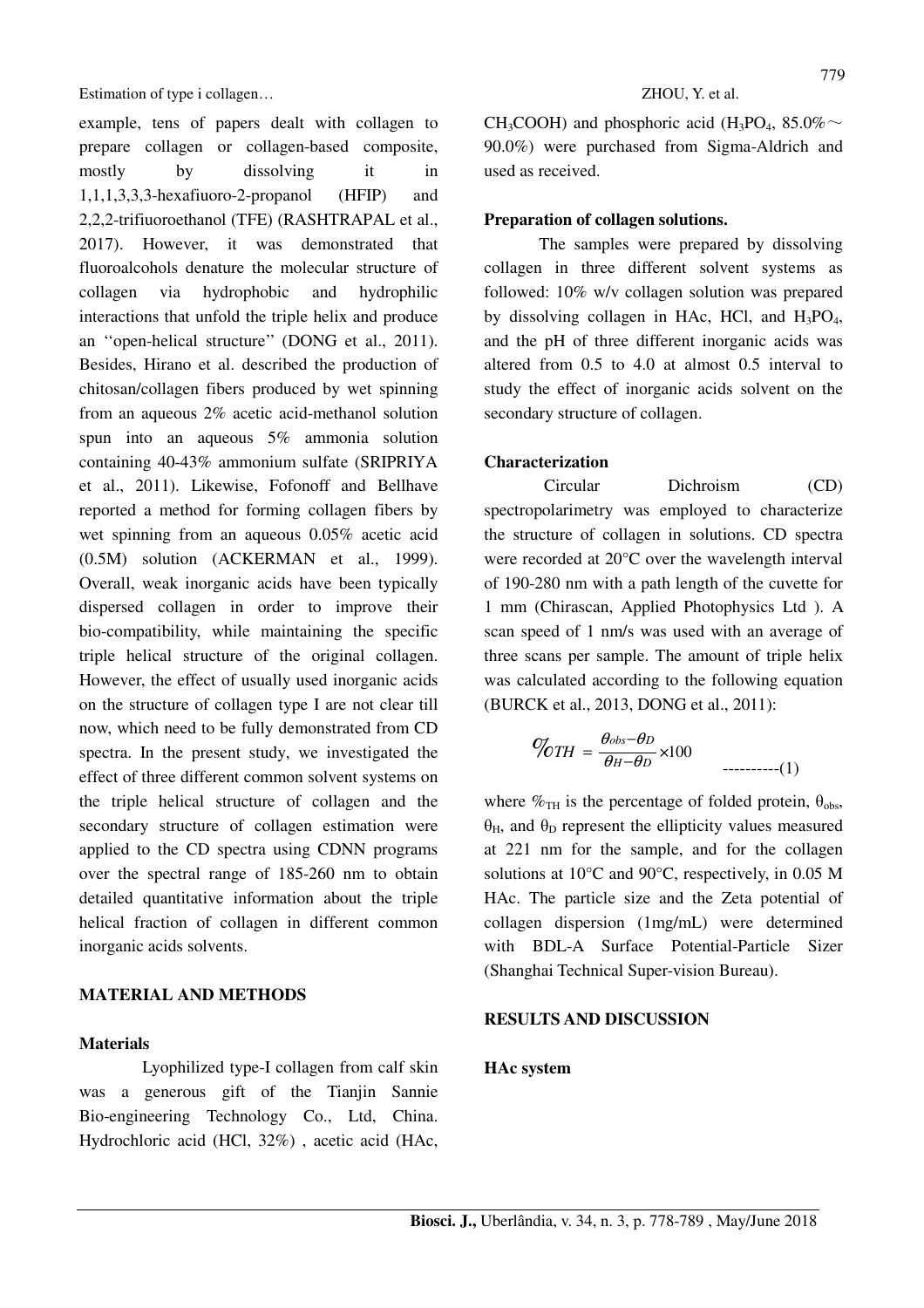example, tens of papers dealt with collagen to prepare collagen or collagen-based composite, mostly by dissolving it in 1,1,1,3,3,3-hexafiuoro-2-propanol (HFIP) and 2,2,2-trifiuoroethanol (TFE) (RASHTRAPAL et al., 2017). However, it was demonstrated that fluoroalcohols denature the molecular structure of collagen via hydrophobic and hydrophilic interactions that unfold the triple helix and produce an ''open-helical structure'' (DONG et al., 2011). Besides, Hirano et al. described the production of chitosan/collagen fibers produced by wet spinning from an aqueous 2% acetic acid-methanol solution spun into an aqueous 5% ammonia solution containing 40-43% ammonium sulfate (SRIPRIYA et al., 2011). Likewise, Fofonoff and Bellhave reported a method for forming collagen fibers by wet spinning from an aqueous 0.05% acetic acid (0.5M) solution (ACKERMAN et al., 1999). Overall, weak inorganic acids have been typically dispersed collagen in order to improve their bio-compatibility, while maintaining the specific triple helical structure of the original collagen. However, the effect of usually used inorganic acids on the structure of collagen type I are not clear till now, which need to be fully demonstrated from CD spectra. In the present study, we investigated the effect of three different common solvent systems on the triple helical structure of collagen and the secondary structure of collagen estimation were applied to the CD spectra using CDNN programs over the spectral range of 185-260 nm to obtain detailed quantitative information about the triple helical fraction of collagen in different common inorganic acids solvents.

## MATERIAL AND METHODS

### Materials

Lyophilized type-I collagen from calf skin was a generous gift of the Tianjin Sannie Bio-engineering Technology Co., Ltd, China. Hydrochloric acid (HCl, 32%) , acetic acid (HAc, $CH_3COOH$) and phosphoric acid ($H_3PO_4$, 85.0%～90.0%) were purchased from Sigma-Aldrich and used as received.

### Preparation of collagen solutions.

The samples were prepared by dissolving collagen in three different solvent systems as followed: 10% w/v collagen solution was prepared by dissolving collagen in HAc, HCl, and $H_3PO_4$, and the pH of three different inorganic acids was altered from 0.5 to 4.0 at almost 0.5 interval to study the effect of inorganic acids solvent on the secondary structure of collagen.

### Characterization

Circular Dichroism (CD) spectropolarimetry was employed to characterize the structure of collagen in solutions. CD spectra were recorded at 20°C over the wavelength interval of 190-280 nm with a path length of the cuvette for 1 mm (Chirascan, Applied Photophysics Ltd ). A scan speed of 1 nm/s was used with an average of three scans per sample. The amount of triple helix was calculated according to the following equation (BURCK et al., 2013, DONG et al., 2011):

$$\%_{TH} = \frac{\theta_{obs}-\theta_D}{\theta_H-\theta_D}\times 100 \qquad \text{----------(1)}$$

where $\%_{TH}$ is the percentage of folded protein, $\theta_{obs}$, $\theta_H$, and $\theta_D$ represent the ellipticity values measured at 221 nm for the sample, and for the collagen solutions at 10°C and 90°C, respectively, in 0.05 M HAc. The particle size and the Zeta potential of collagen dispersion (1mg/mL) were determined with BDL-A Surface Potential-Particle Sizer (Shanghai Technical Super-vision Bureau).

## RESULTS AND DISCUSSION

### HAc system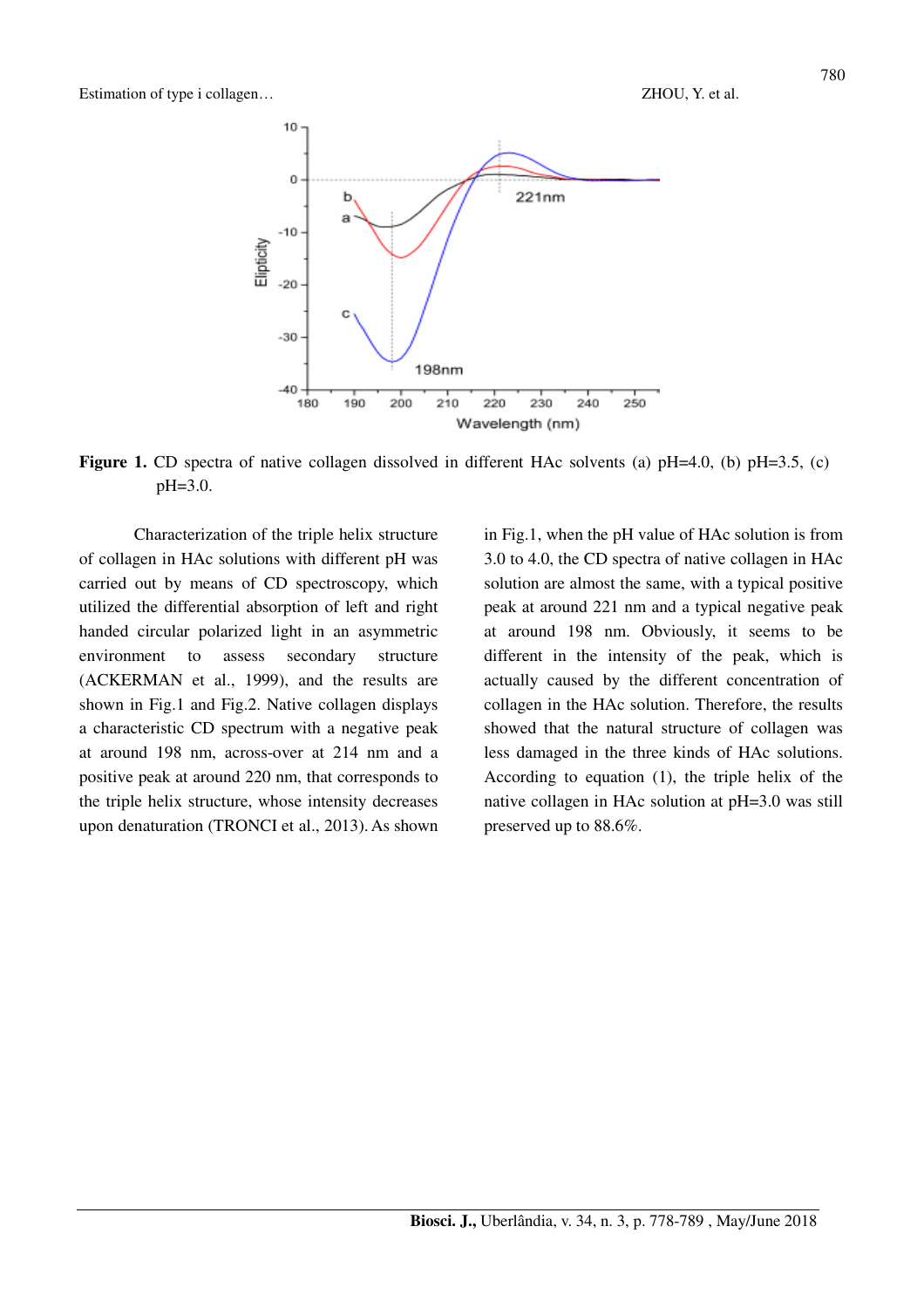**Figure 1.** CD spectra of native collagen dissolved in different HAc solvents (a) pH=4.0, (b) pH=3.5, (c) pH=3.0.

Characterization of the triple helix structure of collagen in HAc solutions with different pH was carried out by means of CD spectroscopy, which utilized the differential absorption of left and right handed circular polarized light in an asymmetric environment to assess secondary structure (ACKERMAN et al., 1999), and the results are shown in Fig.1 and Fig.2. Native collagen displays a characteristic CD spectrum with a negative peak at around 198 nm, across-over at 214 nm and a positive peak at around 220 nm, that corresponds to the triple helix structure, whose intensity decreases upon denaturation (TRONCI et al., 2013). As shown in Fig.1, when the pH value of HAc solution is from 3.0 to 4.0, the CD spectra of native collagen in HAc solution are almost the same, with a typical positive peak at around 221 nm and a typical negative peak at around 198 nm. Obviously, it seems to be different in the intensity of the peak, which is actually caused by the different concentration of collagen in the HAc solution. Therefore, the results showed that the natural structure of collagen was less damaged in the three kinds of HAc solutions. According to equation (1), the triple helix of the native collagen in HAc solution at pH=3.0 was still preserved up to 88.6%.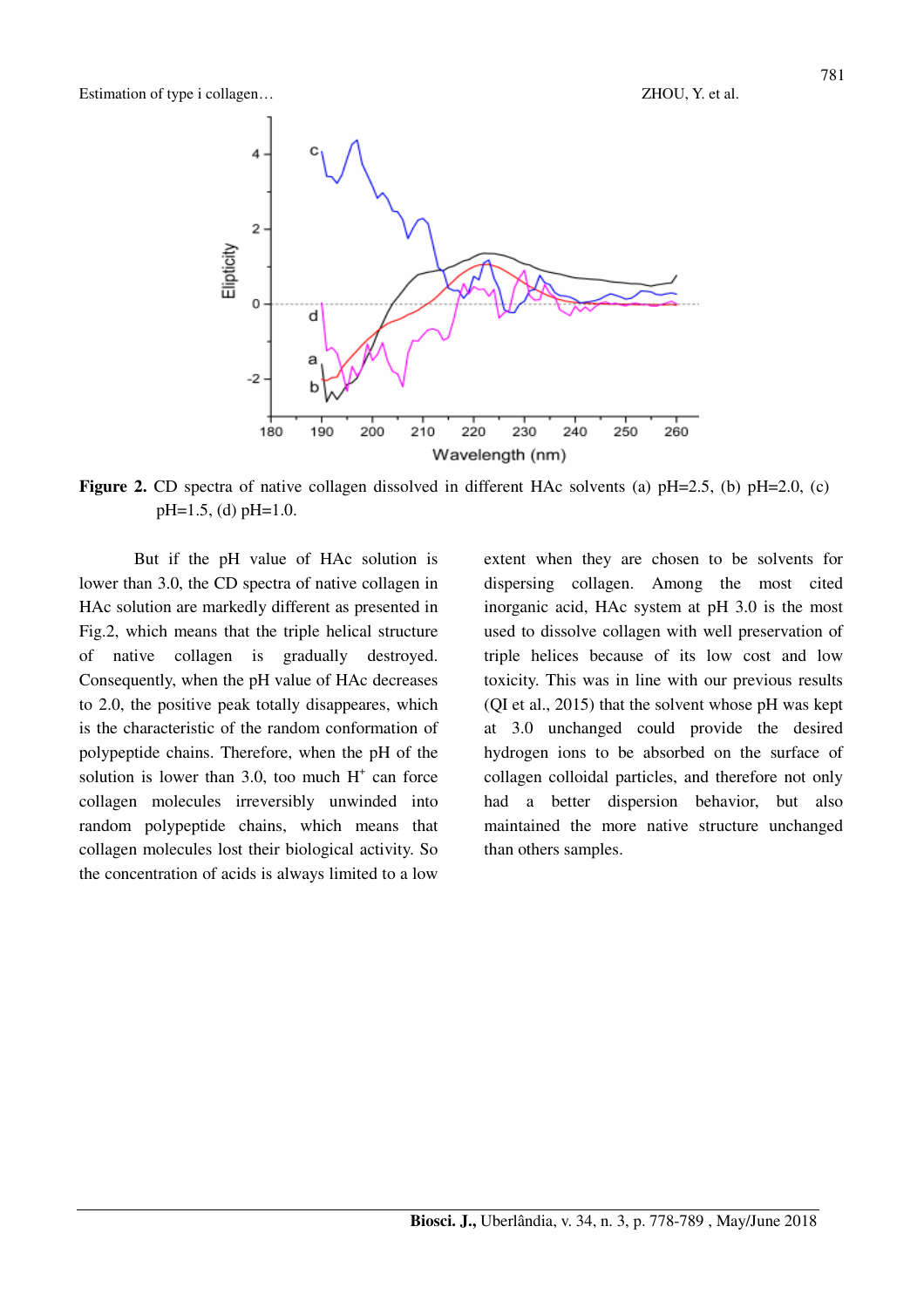**Figure 2.** CD spectra of native collagen dissolved in different HAc solvents (a) pH=2.5, (b) pH=2.0, (c) pH=1.5, (d) pH=1.0.

But if the pH value of HAc solution is lower than 3.0, the CD spectra of native collagen in HAc solution are markedly different as presented in Fig.2, which means that the triple helical structure of native collagen is gradually destroyed. Consequently, when the pH value of HAc decreases to 2.0, the positive peak totally disappeares, which is the characteristic of the random conformation of polypeptide chains. Therefore, when the pH of the solution is lower than 3.0, too much $H^+$ can force collagen molecules irreversibly unwinded into random polypeptide chains, which means that collagen molecules lost their biological activity. So the concentration of acids is always limited to a low extent when they are chosen to be solvents for dispersing collagen. Among the most cited inorganic acid, HAc system at pH 3.0 is the most used to dissolve collagen with well preservation of triple helices because of its low cost and low toxicity. This was in line with our previous results (QI et al., 2015) that the solvent whose pH was kept at 3.0 unchanged could provide the desired hydrogen ions to be absorbed on the surface of collagen colloidal particles, and therefore not only had a better dispersion behavior, but also maintained the more native structure unchanged than others samples.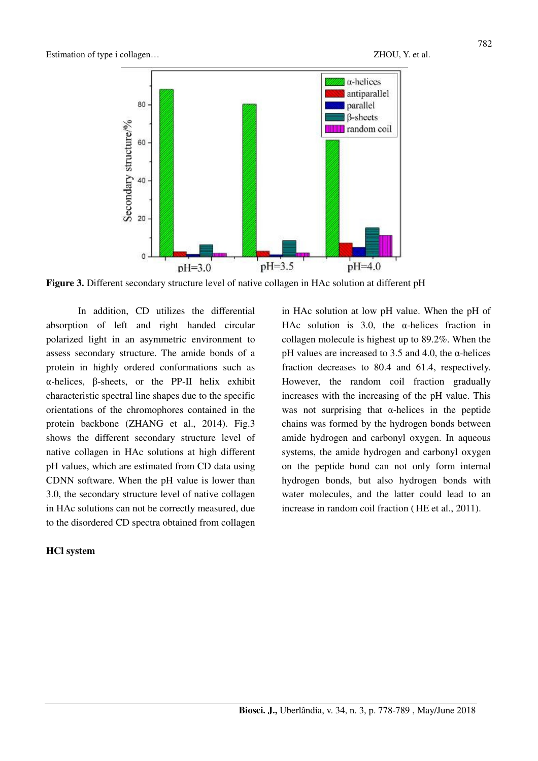**Figure 3.** Different secondary structure level of native collagen in HAc solution at different pH

In addition, CD utilizes the differential absorption of left and right handed circular polarized light in an asymmetric environment to assess secondary structure. The amide bonds of a protein in highly ordered conformations such as α-helices, β-sheets, or the PP-II helix exhibit characteristic spectral line shapes due to the specific orientations of the chromophores contained in the protein backbone (ZHANG et al., 2014). Fig.3 shows the different secondary structure level of native collagen in HAc solutions at high different pH values, which are estimated from CD data using CDNN software. When the pH value is lower than 3.0, the secondary structure level of native collagen in HAc solutions can not be correctly measured, due to the disordered CD spectra obtained from collagen in HAc solution at low pH value. When the pH of HAc solution is 3.0, the α-helices fraction in collagen molecule is highest up to 89.2%. When the pH values are increased to 3.5 and 4.0, the α-helices fraction decreases to 80.4 and 61.4, respectively. However, the random coil fraction gradually increases with the increasing of the pH value. This was not surprising that α-helices in the peptide chains was formed by the hydrogen bonds between amide hydrogen and carbonyl oxygen. In aqueous systems, the amide hydrogen and carbonyl oxygen on the peptide bond can not only form internal hydrogen bonds, but also hydrogen bonds with water molecules, and the latter could lead to an increase in random coil fraction ( HE et al., 2011).

**HCl system**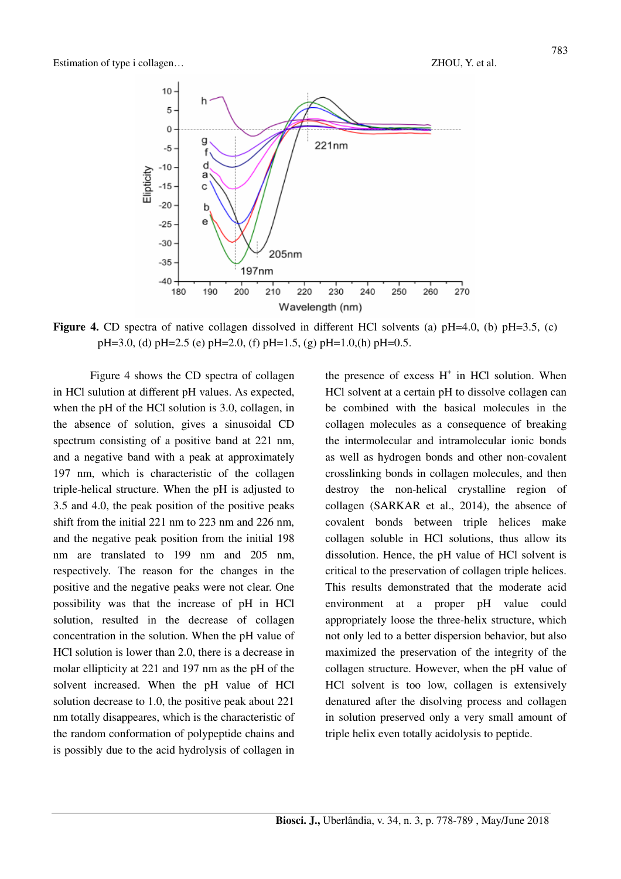**Figure 4.** CD spectra of native collagen dissolved in different HCl solvents (a) pH=4.0, (b) pH=3.5, (c) pH=3.0, (d) pH=2.5 (e) pH=2.0, (f) pH=1.5, (g) pH=1.0,(h) pH=0.5.

Figure 4 shows the CD spectra of collagen in HCl sulution at different pH values. As expected, when the pH of the HCl solution is 3.0, collagen, in the absence of solution, gives a sinusoidal CD spectrum consisting of a positive band at 221 nm, and a negative band with a peak at approximately 197 nm, which is characteristic of the collagen triple-helical structure. When the pH is adjusted to 3.5 and 4.0, the peak position of the positive peaks shift from the initial 221 nm to 223 nm and 226 nm, and the negative peak position from the initial 198 nm are translated to 199 nm and 205 nm, respectively. The reason for the changes in the positive and the negative peaks were not clear. One possibility was that the increase of pH in HCl solution, resulted in the decrease of collagen concentration in the solution. When the pH value of HCl solution is lower than 2.0, there is a decrease in molar ellipticity at 221 and 197 nm as the pH of the solvent increased. When the pH value of HCl solution decrease to 1.0, the positive peak about 221 nm totally disappeares, which is the characteristic of the random conformation of polypeptide chains and is possibly due to the acid hydrolysis of collagen in the presence of excess $H^+$ in HCl solution. When HCl solvent at a certain pH to dissolve collagen can be combined with the basical molecules in the collagen molecules as a consequence of breaking the intermolecular and intramolecular ionic bonds as well as hydrogen bonds and other non-covalent crosslinking bonds in collagen molecules, and then destroy the non-helical crystalline region of collagen (SARKAR et al., 2014), the absence of covalent bonds between triple helices make collagen soluble in HCl solutions, thus allow its dissolution. Hence, the pH value of HCl solvent is critical to the preservation of collagen triple helices. This results demonstrated that the moderate acid environment at a proper pH value could appropriately loose the three-helix structure, which not only led to a better dispersion behavior, but also maximized the preservation of the integrity of the collagen structure. However, when the pH value of HCl solvent is too low, collagen is extensively denatured after the disolving process and collagen in solution preserved only a very small amount of triple helix even totally acidolysis to peptide.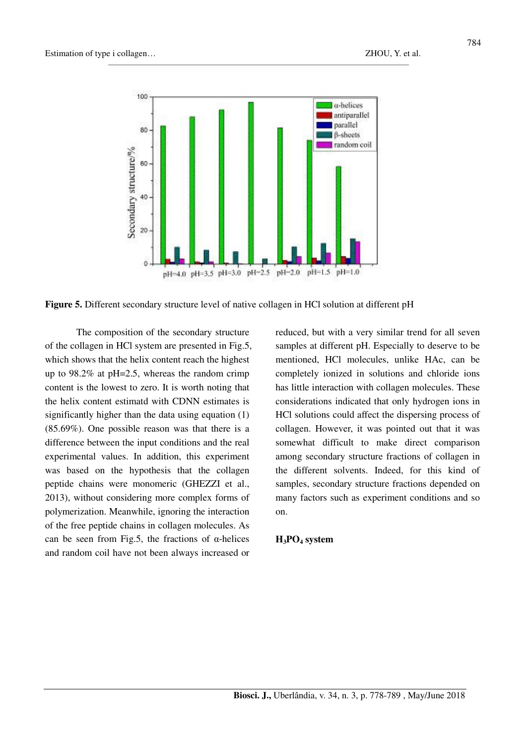**Figure 5.** Different secondary structure level of native collagen in HCl solution at different pH

The composition of the secondary structure of the collagen in HCl system are presented in Fig.5, which shows that the helix content reach the highest up to 98.2% at pH=2.5, whereas the random crimp content is the lowest to zero. It is worth noting that the helix content estimatd with CDNN estimates is significantly higher than the data using equation (1) (85.69%). One possible reason was that there is a difference between the input conditions and the real experimental values. In addition, this experiment was based on the hypothesis that the collagen peptide chains were monomeric (GHEZZI et al., 2013), without considering more complex forms of polymerization. Meanwhile, ignoring the interaction of the free peptide chains in collagen molecules. As can be seen from Fig.5, the fractions of α-helices and random coil have not been always increased or reduced, but with a very similar trend for all seven samples at different pH. Especially to deserve to be mentioned, HCl molecules, unlike HAc, can be completely ionized in solutions and chloride ions has little interaction with collagen molecules. These considerations indicated that only hydrogen ions in HCl solutions could affect the dispersing process of collagen. However, it was pointed out that it was somewhat difficult to make direct comparison among secondary structure fractions of collagen in the different solvents. Indeed, for this kind of samples, secondary structure fractions depended on many factors such as experiment conditions and so on.

### $H_3PO_4$ system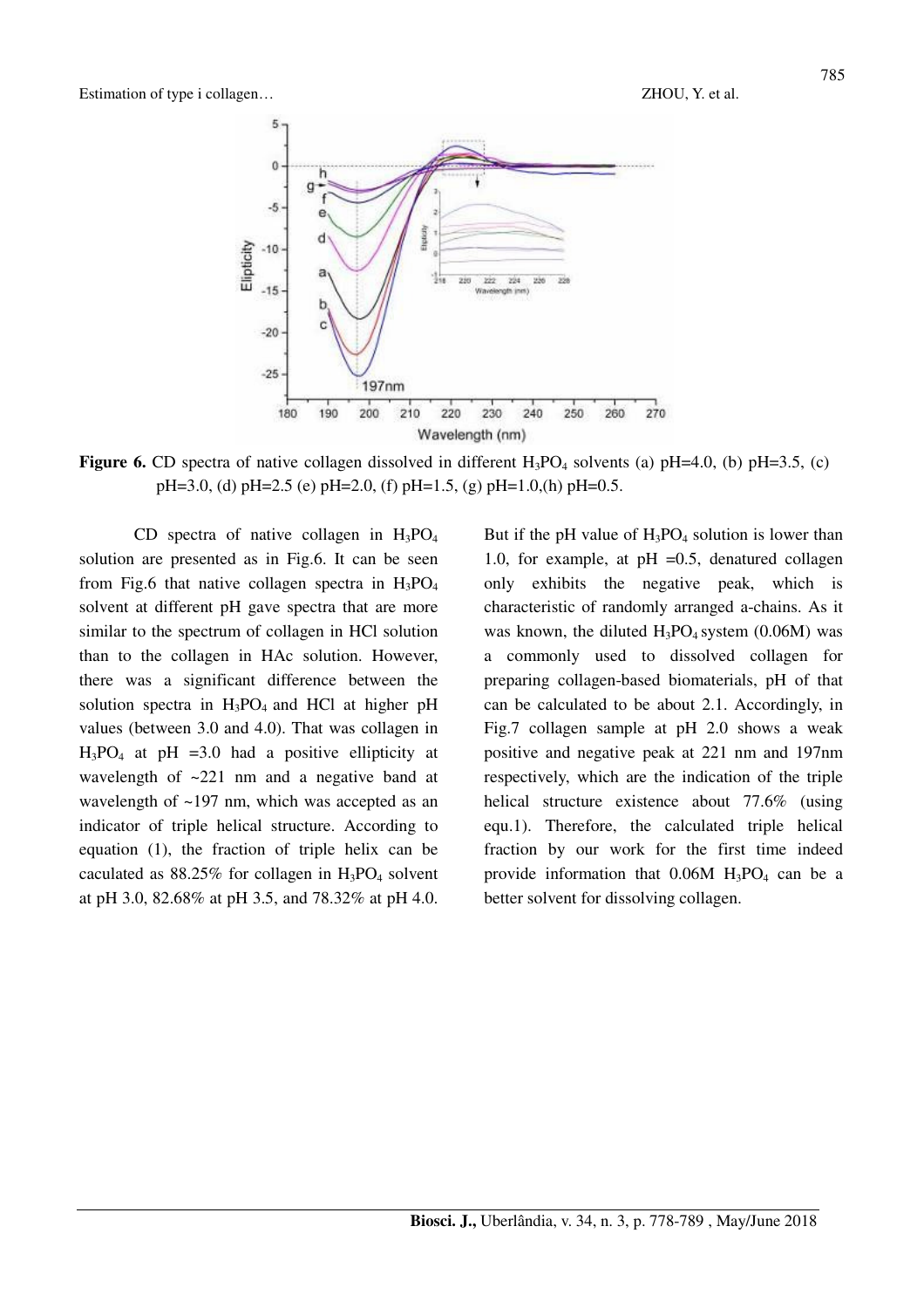**Figure 6.** CD spectra of native collagen dissolved in different $H_3PO_4$ solvents (a) pH=4.0, (b) pH=3.5, (c) pH=3.0, (d) pH=2.5 (e) pH=2.0, (f) pH=1.5, (g) pH=1.0,(h) pH=0.5.

CD spectra of native collagen in $H_3PO_4$ solution are presented as in Fig.6. It can be seen from Fig.6 that native collagen spectra in $H_3PO_4$ solvent at different pH gave spectra that are more similar to the spectrum of collagen in HCl solution than to the collagen in HAc solution. However, there was a significant difference between the solution spectra in $H_3PO_4$ and HCl at higher pH values (between 3.0 and 4.0). That was collagen in $H_3PO_4$ at pH =3.0 had a positive ellipticity at wavelength of ~221 nm and a negative band at wavelength of ~197 nm, which was accepted as an indicator of triple helical structure. According to equation (1), the fraction of triple helix can be caculated as 88.25% for collagen in $H_3PO_4$ solvent at pH 3.0, 82.68% at pH 3.5, and 78.32% at pH 4.0. But if the pH value of $H_3PO_4$ solution is lower than 1.0, for example, at pH =0.5, denatured collagen only exhibits the negative peak, which is characteristic of randomly arranged a-chains. As it was known, the diluted $H_3PO_4$ system (0.06M) was a commonly used to dissolved collagen for preparing collagen-based biomaterials, pH of that can be calculated to be about 2.1. Accordingly, in Fig.7 collagen sample at pH 2.0 shows a weak positive and negative peak at 221 nm and 197nm respectively, which are the indication of the triple helical structure existence about 77.6% (using equ.1). Therefore, the calculated triple helical fraction by our work for the first time indeed provide information that 0.06M $H_3PO_4$ can be a better solvent for dissolving collagen.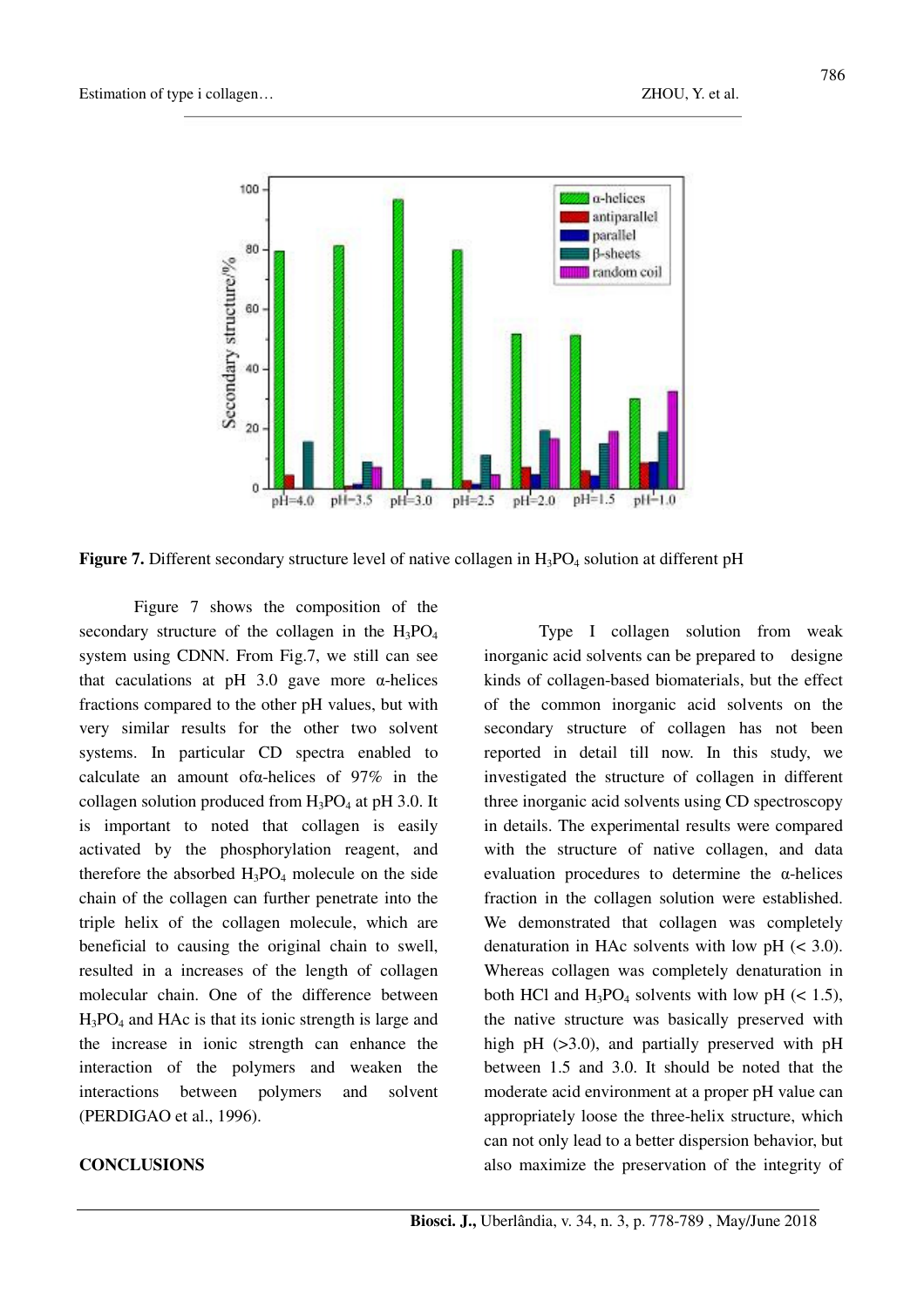**Figure 7.** Different secondary structure level of native collagen in $H_3PO_4$ solution at different pH

Figure 7 shows the composition of the secondary structure of the collagen in the $H_3PO_4$ system using CDNN. From Fig.7, we still can see that caculations at pH 3.0 gave more α-helices fractions compared to the other pH values, but with very similar results for the other two solvent systems. In particular CD spectra enabled to calculate an amount ofα-helices of 97% in the collagen solution produced from $H_3PO_4$ at pH 3.0. It is important to noted that collagen is easily activated by the phosphorylation reagent, and therefore the absorbed $H_3PO_4$ molecule on the side chain of the collagen can further penetrate into the triple helix of the collagen molecule, which are beneficial to causing the original chain to swell, resulted in a increases of the length of collagen molecular chain. One of the difference between $H_3PO_4$ and HAc is that its ionic strength is large and the increase in ionic strength can enhance the interaction of the polymers and weaken the interactions between polymers and solvent (PERDIGAO et al., 1996).

## CONCLUSIONS

Type I collagen solution from weak inorganic acid solvents can be prepared to designe kinds of collagen-based biomaterials, but the effect of the common inorganic acid solvents on the secondary structure of collagen has not been reported in detail till now. In this study, we investigated the structure of collagen in different three inorganic acid solvents using CD spectroscopy in details. The experimental results were compared with the structure of native collagen, and data evaluation procedures to determine the α-helices fraction in the collagen solution were established. We demonstrated that collagen was completely denaturation in HAc solvents with low pH (< 3.0). Whereas collagen was completely denaturation in both HCl and $H_3PO_4$ solvents with low pH (< 1.5), the native structure was basically preserved with high pH (>3.0), and partially preserved with pH between 1.5 and 3.0. It should be noted that the moderate acid environment at a proper pH value can appropriately loose the three-helix structure, which can not only lead to a better dispersion behavior, but also maximize the preservation of the integrity of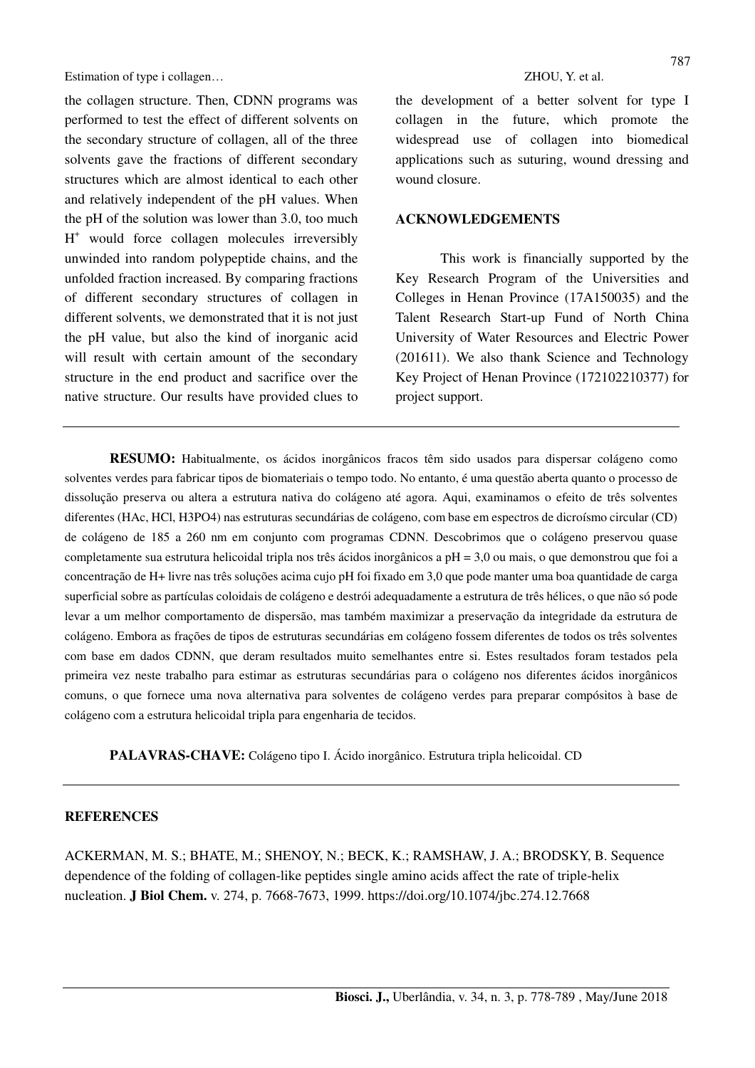the collagen structure. Then, CDNN programs was performed to test the effect of different solvents on the secondary structure of collagen, all of the three solvents gave the fractions of different secondary structures which are almost identical to each other and relatively independent of the pH values. When the pH of the solution was lower than 3.0, too much $H^+$ would force collagen molecules irreversibly unwinded into random polypeptide chains, and the unfolded fraction increased. By comparing fractions of different secondary structures of collagen in different solvents, we demonstrated that it is not just the pH value, but also the kind of inorganic acid will result with certain amount of the secondary structure in the end product and sacrifice over the native structure. Our results have provided clues to the development of a better solvent for type I collagen in the future, which promote the widespread use of collagen into biomedical applications such as suturing, wound dressing and wound closure.

## ACKNOWLEDGEMENTS

This work is financially supported by the Key Research Program of the Universities and Colleges in Henan Province (17A150035) and the Talent Research Start-up Fund of North China University of Water Resources and Electric Power (201611). We also thank Science and Technology Key Project of Henan Province (172102210377) for project support.

---

**RESUMO:** Habitualmente, os ácidos inorgânicos fracos têm sido usados para dispersar colágeno como solventes verdes para fabricar tipos de biomateriais o tempo todo. No entanto, é uma questão aberta quanto o processo de dissolução preserva ou altera a estrutura nativa do colágeno até agora. Aqui, examinamos o efeito de três solventes diferentes (HAc, HCl, H3PO4) nas estruturas secundárias de colágeno, com base em espectros de dicroísmo circular (CD) de colágeno de 185 a 260 nm em conjunto com programas CDNN. Descobrimos que o colágeno preservou quase completamente sua estrutura helicoidal tripla nos três ácidos inorgânicos a pH = 3,0 ou mais, o que demonstrou que foi a concentração de H+ livre nas três soluções acima cujo pH foi fixado em 3,0 que pode manter uma boa quantidade de carga superficial sobre as partículas coloidais de colágeno e destrói adequadamente a estrutura de três hélices, o que não só pode levar a um melhor comportamento de dispersão, mas também maximizar a preservação da integridade da estrutura de colágeno. Embora as frações de tipos de estruturas secundárias em colágeno fossem diferentes de todos os três solventes com base em dados CDNN, que deram resultados muito semelhantes entre si. Estes resultados foram testados pela primeira vez neste trabalho para estimar as estruturas secundárias para o colágeno nos diferentes ácidos inorgânicos comuns, o que fornece uma nova alternativa para solventes de colágeno verdes para preparar compósitos à base de colágeno com a estrutura helicoidal tripla para engenharia de tecidos.

**PALAVRAS-CHAVE:** Colágeno tipo I. Ácido inorgânico. Estrutura tripla helicoidal. CD

---

## REFERENCES

ACKERMAN, M. S.; BHATE, M.; SHENOY, N.; BECK, K.; RAMSHAW, J. A.; BRODSKY, B. Sequence dependence of the folding of collagen-like peptides single amino acids affect the rate of triple-helix nucleation. **J Biol Chem.** v. 274, p. 7668-7673, 1999. https://doi.org/10.1074/jbc.274.12.7668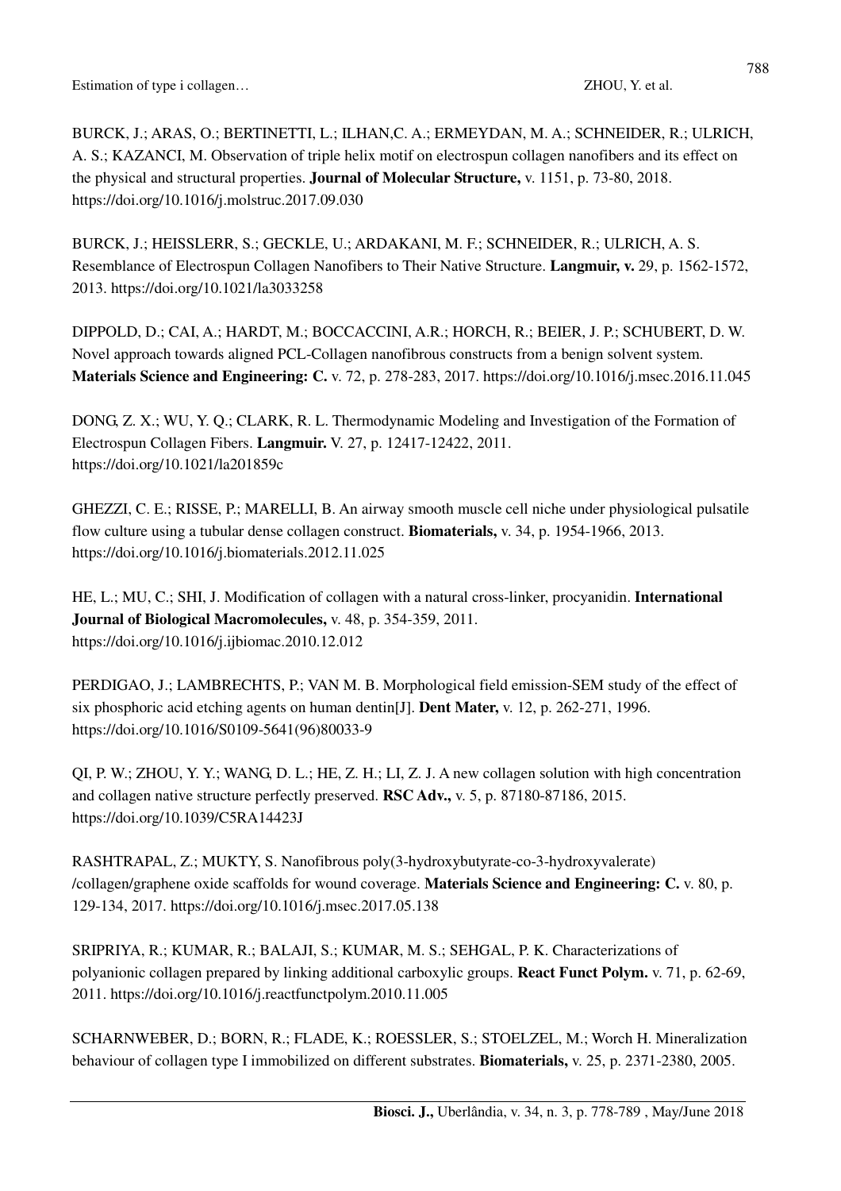BURCK, J.; ARAS, O.; BERTINETTI, L.; ILHAN,C. A.; ERMEYDAN, M. A.; SCHNEIDER, R.; ULRICH, A. S.; KAZANCI, M. Observation of triple helix motif on electrospun collagen nanofibers and its effect on the physical and structural properties. **Journal of Molecular Structure,** v. 1151, p. 73-80, 2018. https://doi.org/10.1016/j.molstruc.2017.09.030

BURCK, J.; HEISSLERR, S.; GECKLE, U.; ARDAKANI, M. F.; SCHNEIDER, R.; ULRICH, A. S. Resemblance of Electrospun Collagen Nanofibers to Their Native Structure. **Langmuir, v.** 29, p. 1562-1572, 2013. https://doi.org/10.1021/la3033258

DIPPOLD, D.; CAI, A.; HARDT, M.; BOCCACCINI, A.R.; HORCH, R.; BEIER, J. P.; SCHUBERT, D. W. Novel approach towards aligned PCL-Collagen nanofibrous constructs from a benign solvent system. **Materials Science and Engineering: C.** v. 72, p. 278-283, 2017. https://doi.org/10.1016/j.msec.2016.11.045

DONG, Z. X.; WU, Y. Q.; CLARK, R. L. Thermodynamic Modeling and Investigation of the Formation of Electrospun Collagen Fibers. **Langmuir.** V. 27, p. 12417-12422, 2011. https://doi.org/10.1021/la201859c

GHEZZI, C. E.; RISSE, P.; MARELLI, B. An airway smooth muscle cell niche under physiological pulsatile flow culture using a tubular dense collagen construct. **Biomaterials,** v. 34, p. 1954-1966, 2013. https://doi.org/10.1016/j.biomaterials.2012.11.025

HE, L.; MU, C.; SHI, J. Modification of collagen with a natural cross-linker, procyanidin. **International Journal of Biological Macromolecules,** v. 48, p. 354-359, 2011. https://doi.org/10.1016/j.ijbiomac.2010.12.012

PERDIGAO, J.; LAMBRECHTS, P.; VAN M. B. Morphological field emission-SEM study of the effect of six phosphoric acid etching agents on human dentin[J]. **Dent Mater,** v. 12, p. 262-271, 1996. https://doi.org/10.1016/S0109-5641(96)80033-9

QI, P. W.; ZHOU, Y. Y.; WANG, D. L.; HE, Z. H.; LI, Z. J. A new collagen solution with high concentration and collagen native structure perfectly preserved. **RSC Adv.,** v. 5, p. 87180-87186, 2015. https://doi.org/10.1039/C5RA14423J

RASHTRAPAL, Z.; MUKTY, S. Nanofibrous poly(3-hydroxybutyrate-co-3-hydroxyvalerate) /collagen/graphene oxide scaffolds for wound coverage. **Materials Science and Engineering: C.** v. 80, p. 129-134, 2017. https://doi.org/10.1016/j.msec.2017.05.138

SRIPRIYA, R.; KUMAR, R.; BALAJI, S.; KUMAR, M. S.; SEHGAL, P. K. Characterizations of polyanionic collagen prepared by linking additional carboxylic groups. **React Funct Polym.** v. 71, p. 62-69, 2011. https://doi.org/10.1016/j.reactfunctpolym.2010.11.005

SCHARNWEBER, D.; BORN, R.; FLADE, K.; ROESSLER, S.; STOELZEL, M.; Worch H. Mineralization behaviour of collagen type I immobilized on different substrates. **Biomaterials,** v. 25, p. 2371-2380, 2005.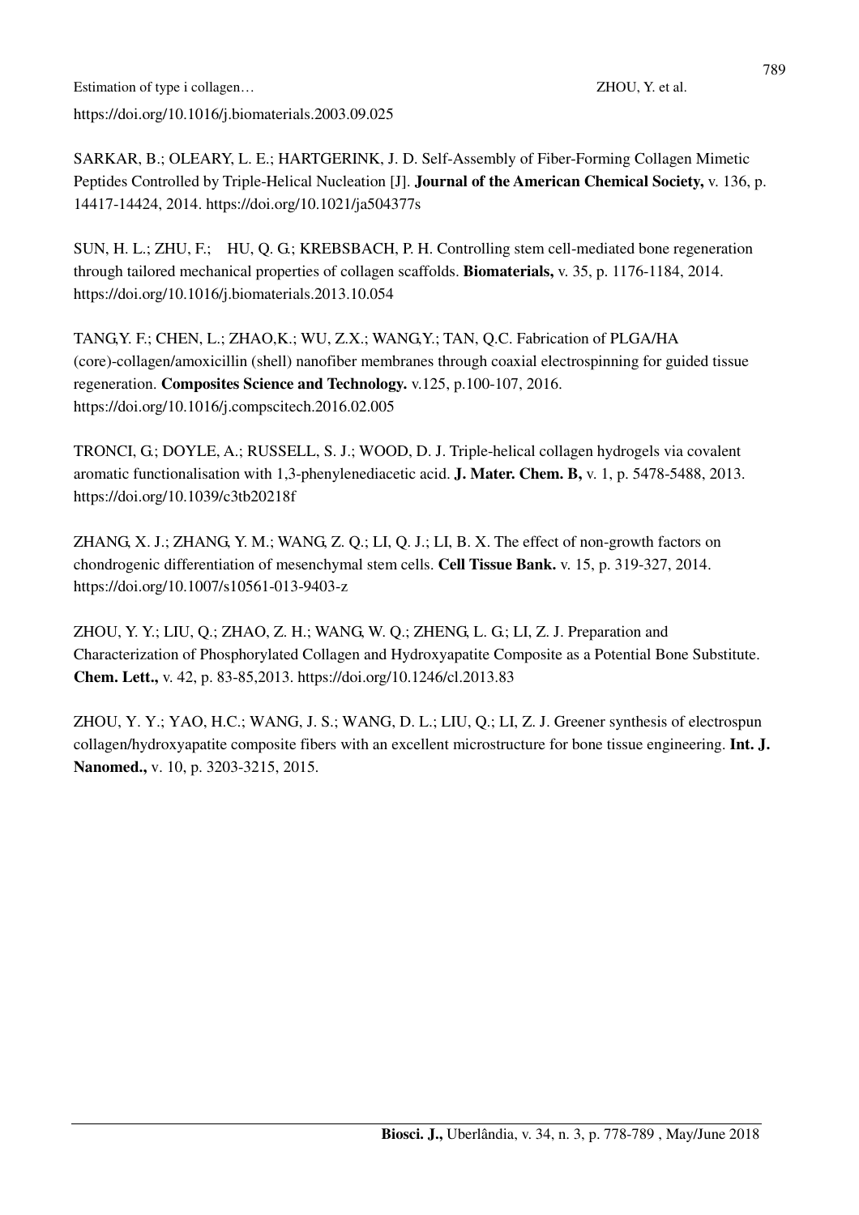https://doi.org/10.1016/j.biomaterials.2003.09.025

SARKAR, B.; OLEARY, L. E.; HARTGERINK, J. D. Self-Assembly of Fiber-Forming Collagen Mimetic Peptides Controlled by Triple-Helical Nucleation [J]. **Journal of the American Chemical Society,** v. 136, p. 14417-14424, 2014. https://doi.org/10.1021/ja504377s

SUN, H. L.; ZHU, F.; HU, Q. G.; KREBSBACH, P. H. Controlling stem cell-mediated bone regeneration through tailored mechanical properties of collagen scaffolds. **Biomaterials,** v. 35, p. 1176-1184, 2014. https://doi.org/10.1016/j.biomaterials.2013.10.054

TANG,Y. F.; CHEN, L.; ZHAO,K.; WU, Z.X.; WANG,Y.; TAN, Q.C. Fabrication of PLGA/HA (core)-collagen/amoxicillin (shell) nanofiber membranes through coaxial electrospinning for guided tissue regeneration. **Composites Science and Technology.** v.125, p.100-107, 2016. https://doi.org/10.1016/j.compscitech.2016.02.005

TRONCI, G.; DOYLE, A.; RUSSELL, S. J.; WOOD, D. J. Triple-helical collagen hydrogels via covalent aromatic functionalisation with 1,3-phenylenediacetic acid. **J. Mater. Chem. B,** v. 1, p. 5478-5488, 2013. https://doi.org/10.1039/c3tb20218f

ZHANG, X. J.; ZHANG, Y. M.; WANG, Z. Q.; LI, Q. J.; LI, B. X. The effect of non-growth factors on chondrogenic differentiation of mesenchymal stem cells. **Cell Tissue Bank.** v. 15, p. 319-327, 2014. https://doi.org/10.1007/s10561-013-9403-z

ZHOU, Y. Y.; LIU, Q.; ZHAO, Z. H.; WANG, W. Q.; ZHENG, L. G.; LI, Z. J. Preparation and Characterization of Phosphorylated Collagen and Hydroxyapatite Composite as a Potential Bone Substitute. **Chem. Lett.,** v. 42, p. 83-85,2013. https://doi.org/10.1246/cl.2013.83

ZHOU, Y. Y.; YAO, H.C.; WANG, J. S.; WANG, D. L.; LIU, Q.; LI, Z. J. Greener synthesis of electrospun collagen/hydroxyapatite composite fibers with an excellent microstructure for bone tissue engineering. **Int. J. Nanomed.,** v. 10, p. 3203-3215, 2015.